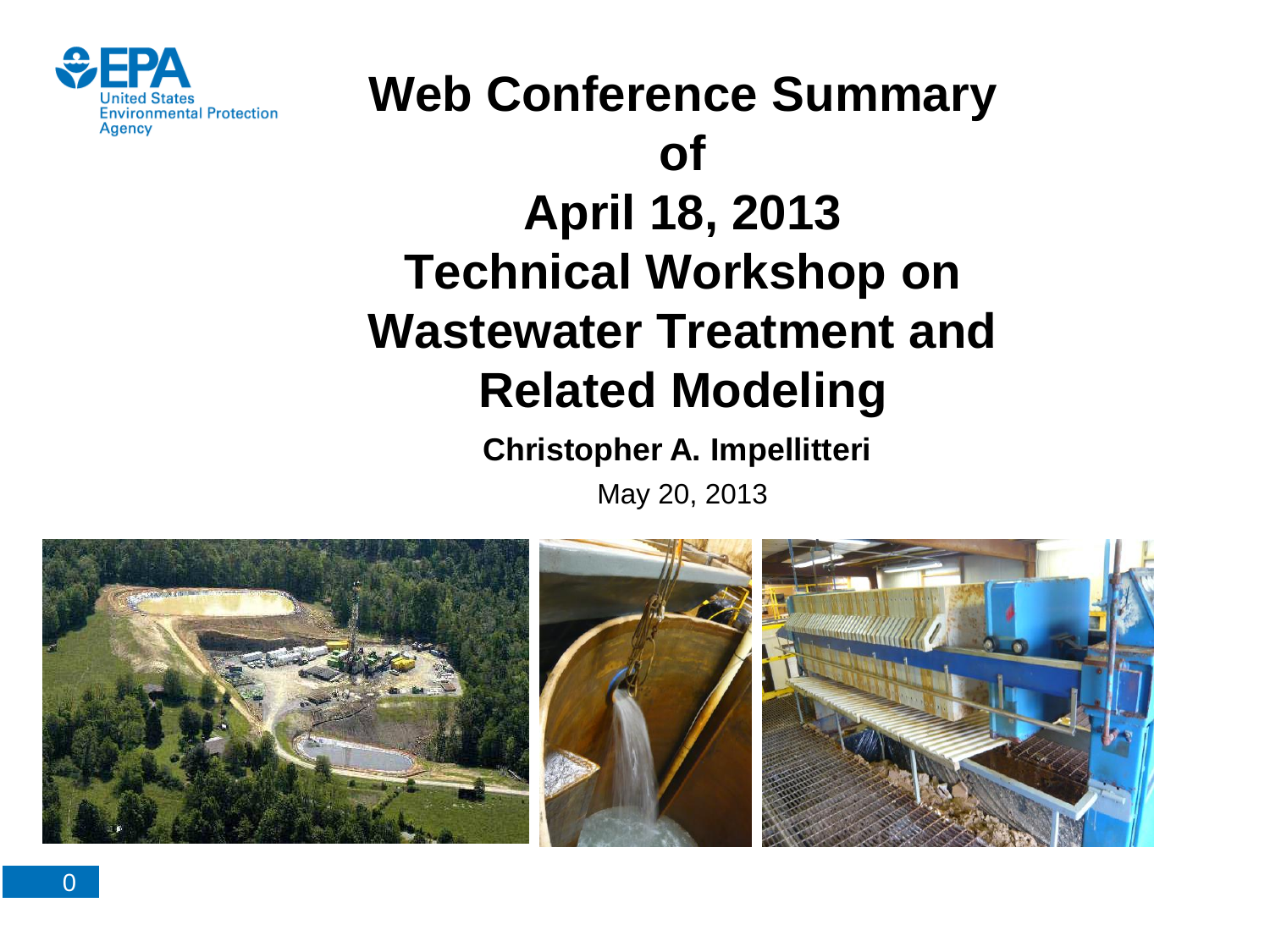# Web Conference Summary of April 18, 2013 Technical Workshop on Wastewater Treatment and Related Modeling

**Christopher A. Impellitteri**

May 20, 2013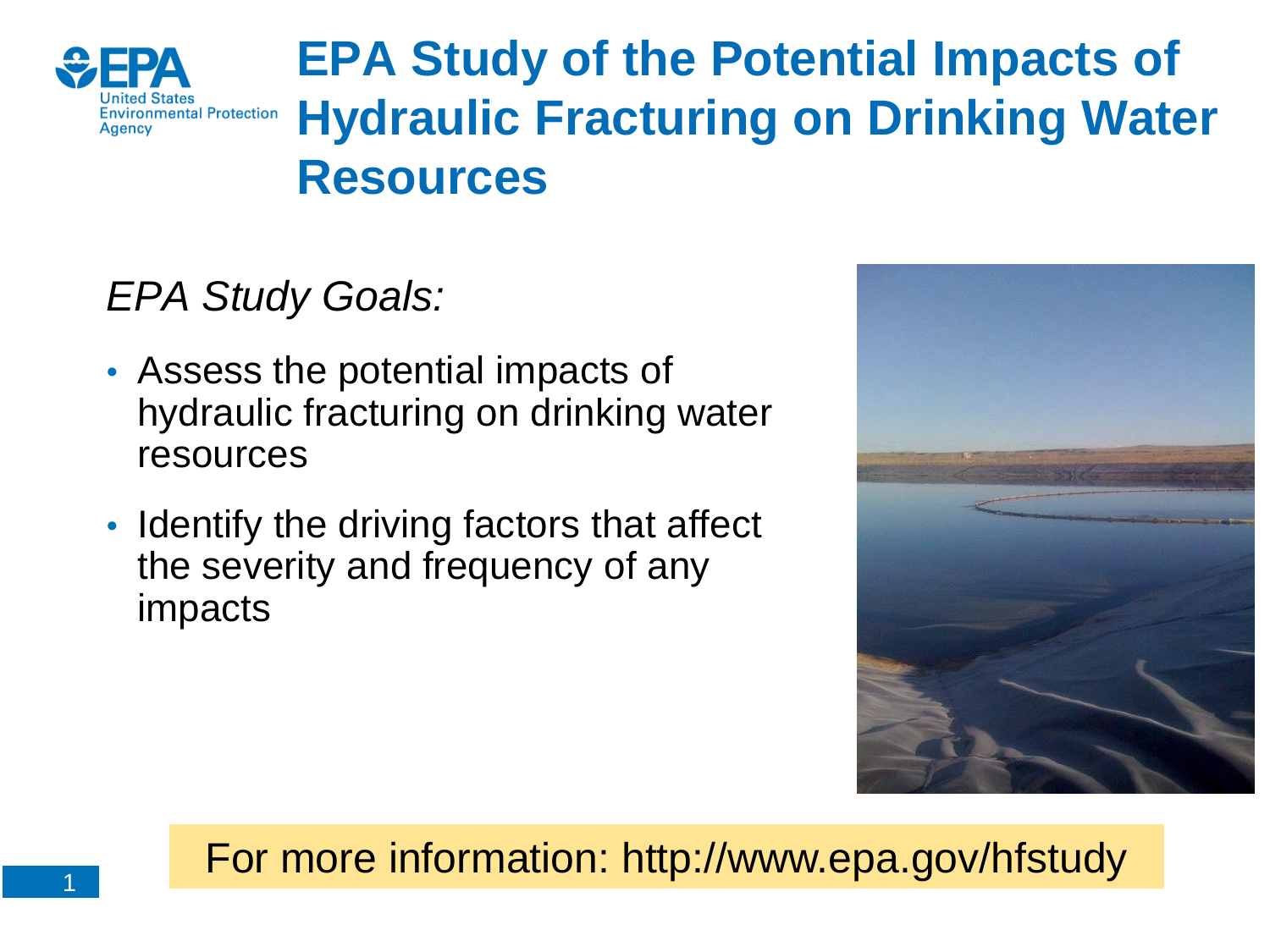# EPA Study of the Potential Impacts of Hydraulic Fracturing on Drinking Water Resources

*EPA Study Goals:*

- Assess the potential impacts of hydraulic fracturing on drinking water resources
- Identify the driving factors that affect the severity and frequency of any impacts

For more information: http://www.epa.gov/hfstudy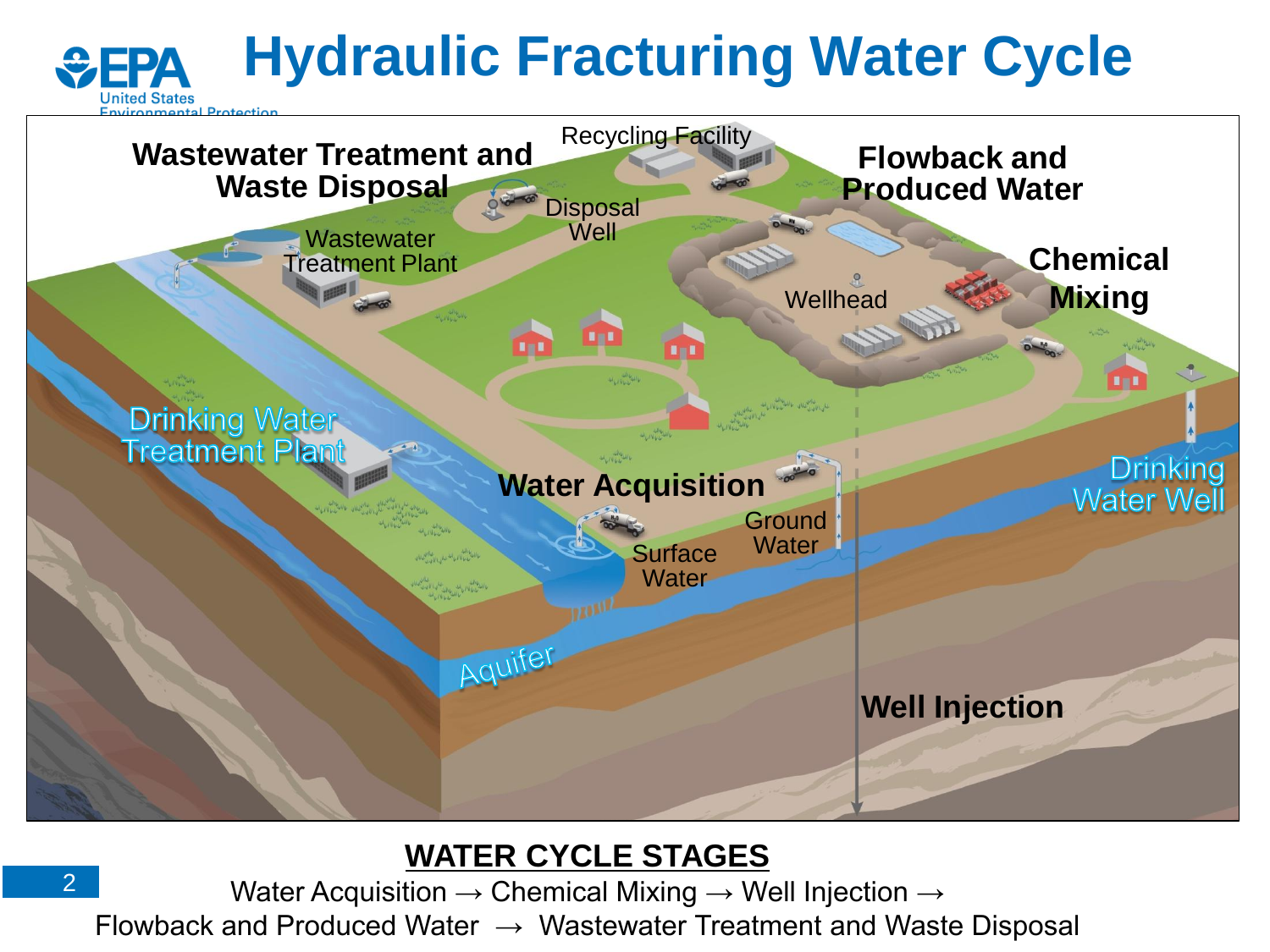# Hydraulic Fracturing Water Cycle

Wastewater Treatment and Waste Disposal

Recycling Facility

Disposal Well

Wastewater Treatment Plant

Flowback and Produced Water

Chemical Mixing

Wellhead

Drinking Water Treatment Plant

Water Acquisition

Ground Water

Surface Water

Drinking Water Well

Aquifer

Well Injection

**WATER CYCLE STAGES**

Water Acquisition → Chemical Mixing → Well Injection → Flowback and Produced Water → Wastewater Treatment and Waste Disposal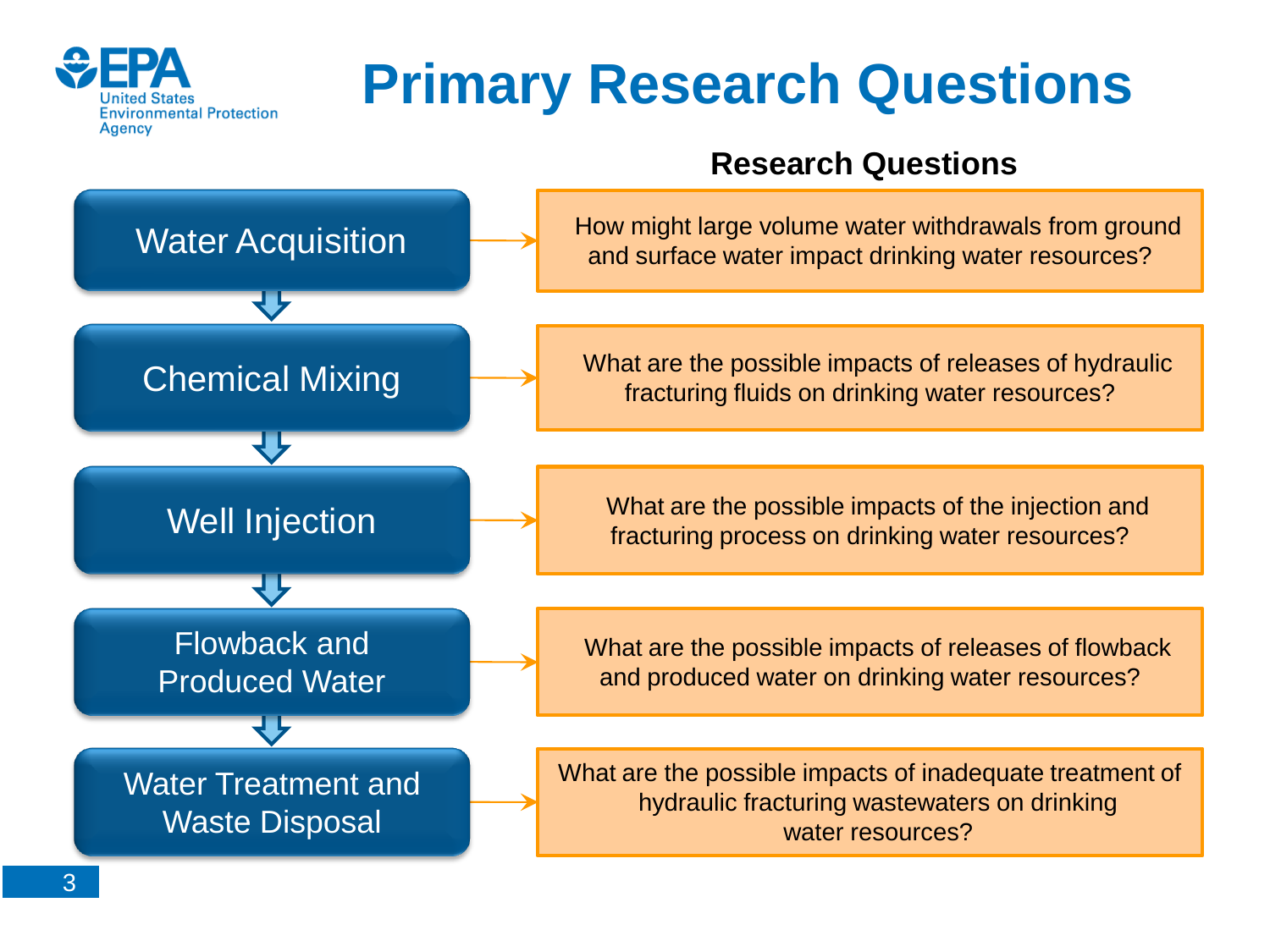# Primary Research Questions

| Stage | Research Questions |
| --- | --- |
| Water Acquisition | How might large volume water withdrawals from ground and surface water impact drinking water resources? |
| Chemical Mixing | What are the possible impacts of releases of hydraulic fracturing fluids on drinking water resources? |
| Well Injection | What are the possible impacts of the injection and fracturing process on drinking water resources? |
| Flowback and Produced Water | What are the possible impacts of releases of flowback and produced water on drinking water resources? |
| Water Treatment and Waste Disposal | What are the possible impacts of inadequate treatment of hydraulic fracturing wastewaters on drinking water resources? |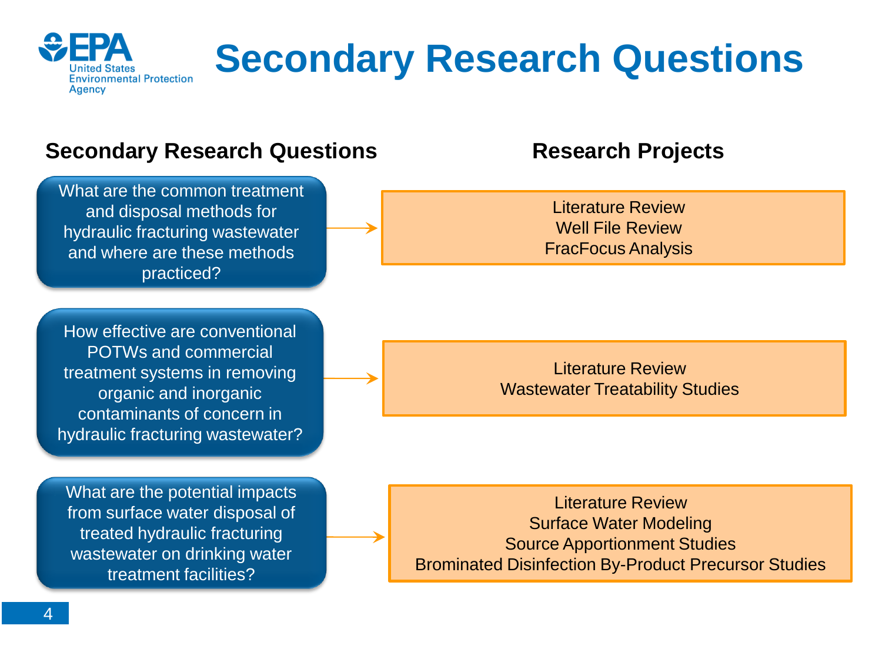# Secondary Research Questions

| Secondary Research Questions | Research Projects |
| --- | --- |
| What are the common treatment and disposal methods for hydraulic fracturing wastewater and where are these methods practiced? | Literature Review<br>Well File Review<br>FracFocus Analysis |
| How effective are conventional POTWs and commercial treatment systems in removing organic and inorganic contaminants of concern in hydraulic fracturing wastewater? | Literature Review<br>Wastewater Treatability Studies |
| What are the potential impacts from surface water disposal of treated hydraulic fracturing wastewater on drinking water treatment facilities? | Literature Review<br>Surface Water Modeling<br>Source Apportionment Studies<br>Brominated Disinfection By-Product Precursor Studies |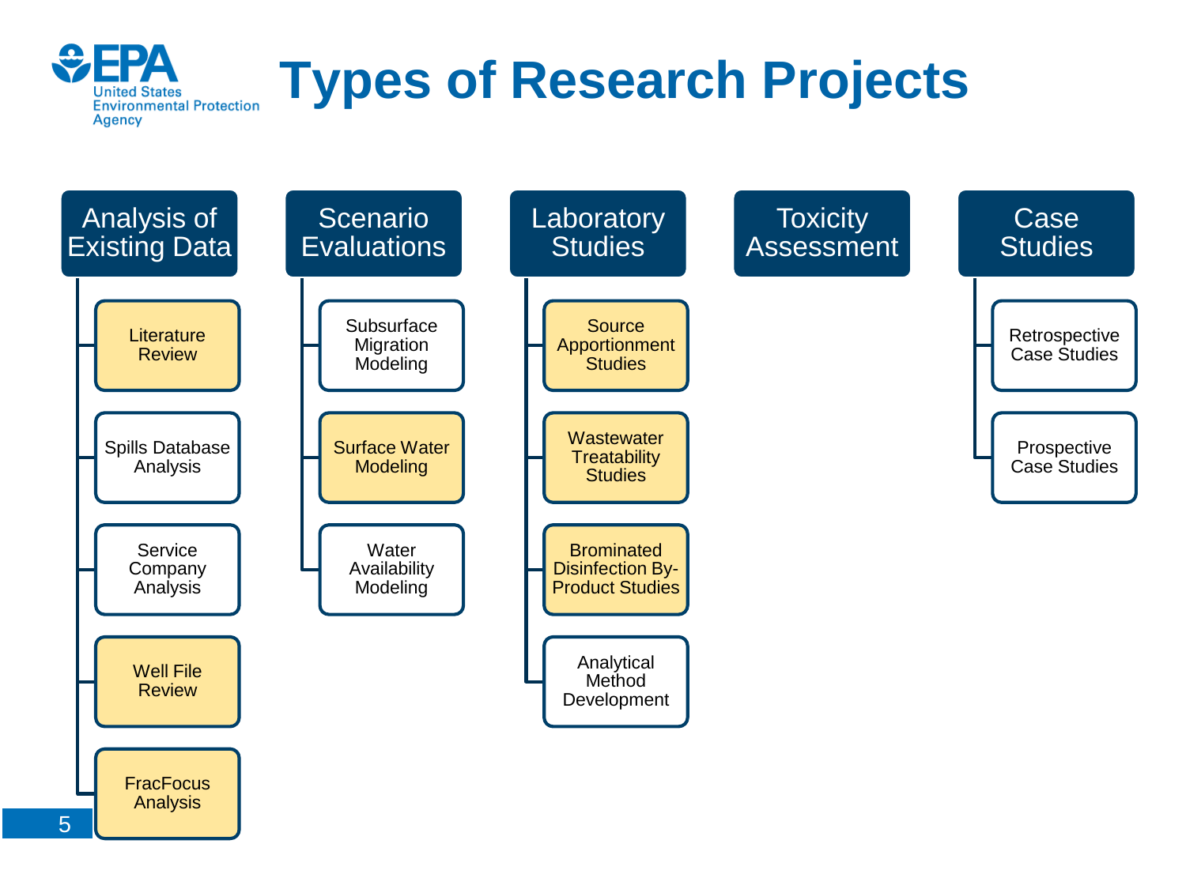# Types of Research Projects

## Analysis of Existing Data

- Literature Review
- Spills Database Analysis
- Service Company Analysis
- Well File Review
- FracFocus Analysis

## Scenario Evaluations

- Subsurface Migration Modeling
- Surface Water Modeling
- Water Availability Modeling

## Laboratory Studies

- Source Apportionment Studies
- Wastewater Treatability Studies
- Brominated Disinfection By-Product Studies
- Analytical Method Development

## Toxicity Assessment

## Case Studies

- Retrospective Case Studies
- Prospective Case Studies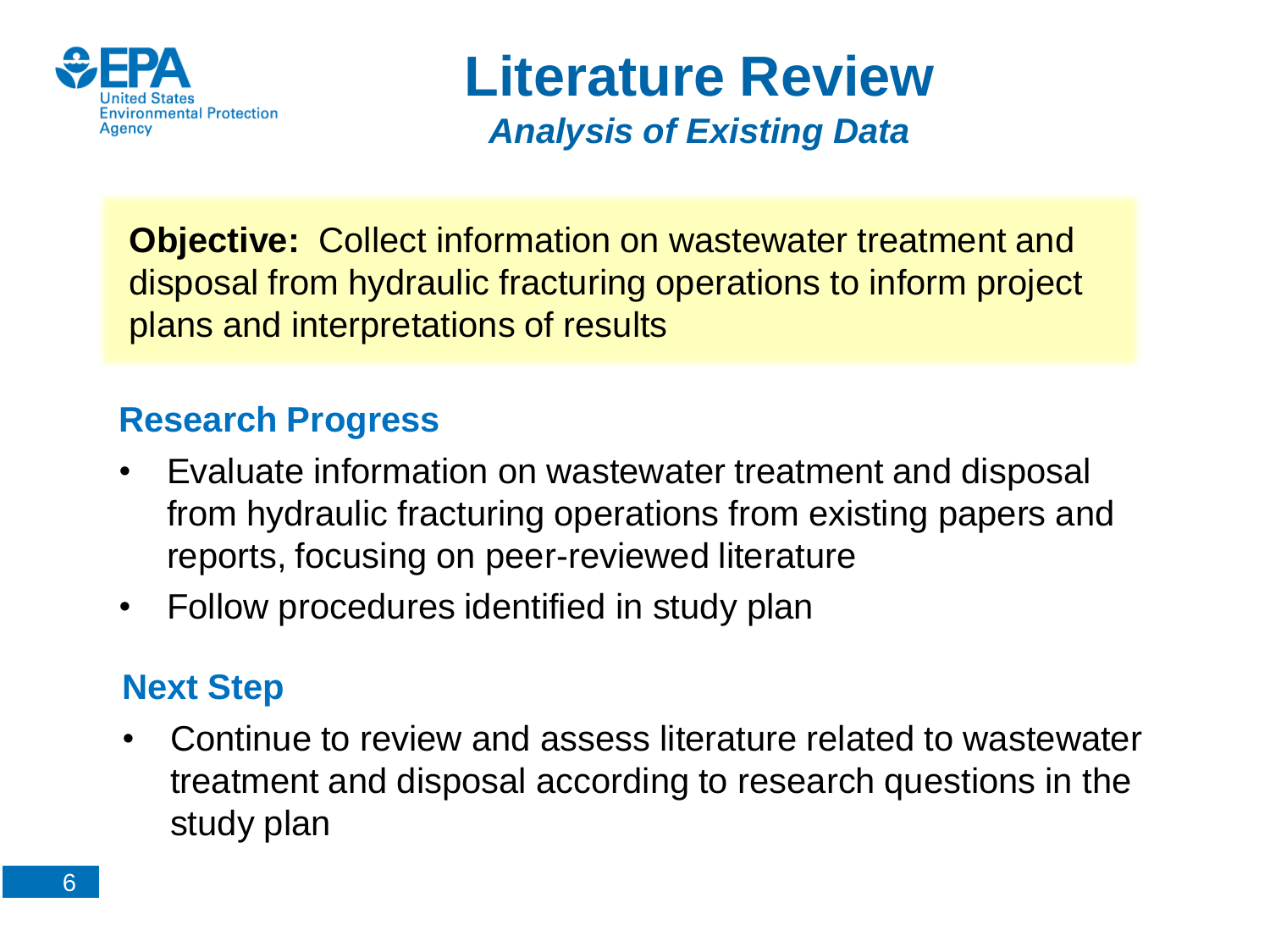# Literature Review

***Analysis of Existing Data***

**Objective:** Collect information on wastewater treatment and disposal from hydraulic fracturing operations to inform project plans and interpretations of results

## Research Progress

- Evaluate information on wastewater treatment and disposal from hydraulic fracturing operations from existing papers and reports, focusing on peer-reviewed literature
- Follow procedures identified in study plan

## Next Step

- Continue to review and assess literature related to wastewater treatment and disposal according to research questions in the study plan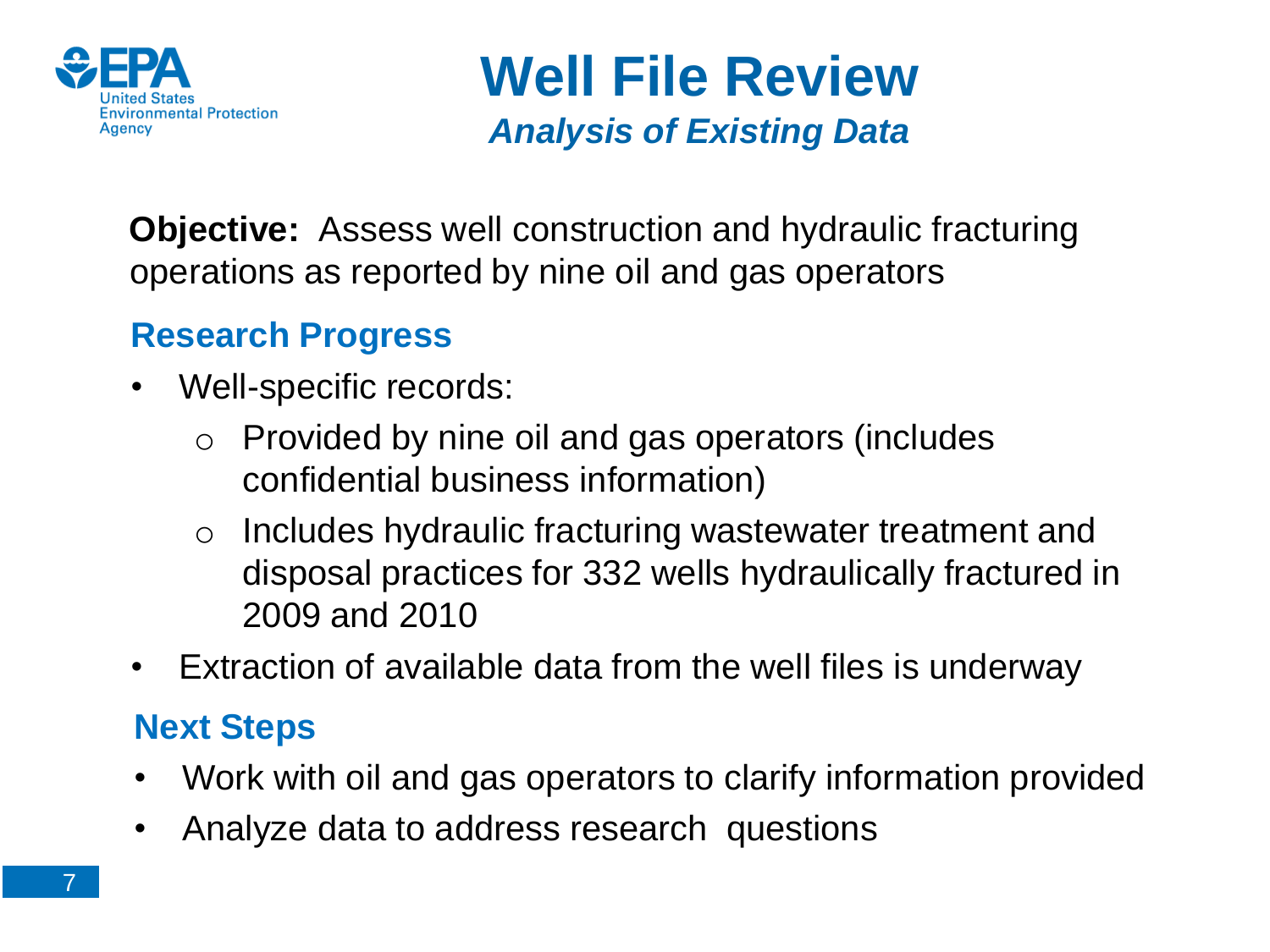# Well File Review

***Analysis of Existing Data***

**Objective:** Assess well construction and hydraulic fracturing operations as reported by nine oil and gas operators

## Research Progress

- Well-specific records:
  - Provided by nine oil and gas operators (includes confidential business information)
  - Includes hydraulic fracturing wastewater treatment and disposal practices for 332 wells hydraulically fractured in 2009 and 2010
- Extraction of available data from the well files is underway

## Next Steps

- Work with oil and gas operators to clarify information provided
- Analyze data to address research questions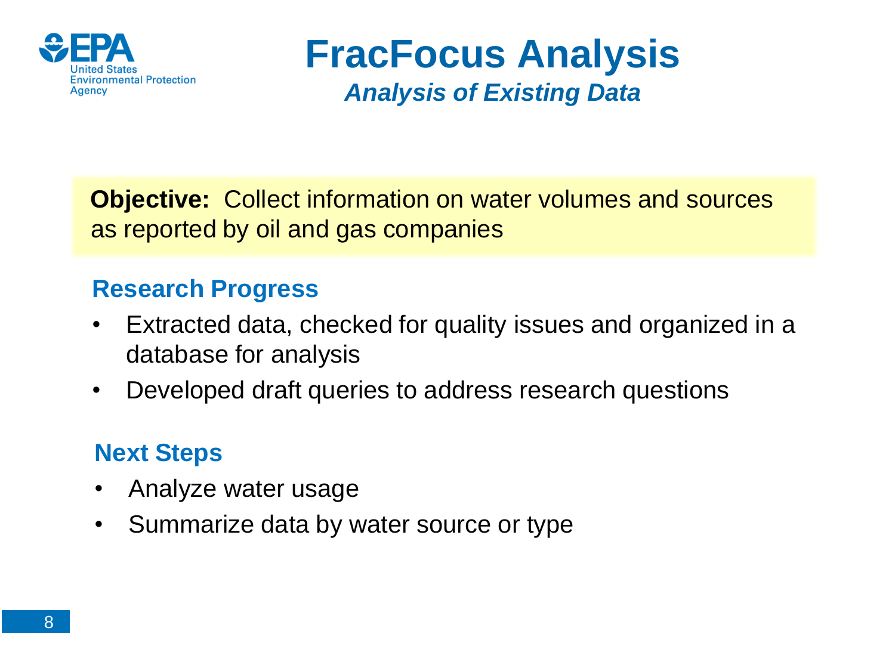# FracFocus Analysis

***Analysis of Existing Data***

**Objective:** Collect information on water volumes and sources as reported by oil and gas companies

## Research Progress

- Extracted data, checked for quality issues and organized in a database for analysis
- Developed draft queries to address research questions

## Next Steps

- Analyze water usage
- Summarize data by water source or type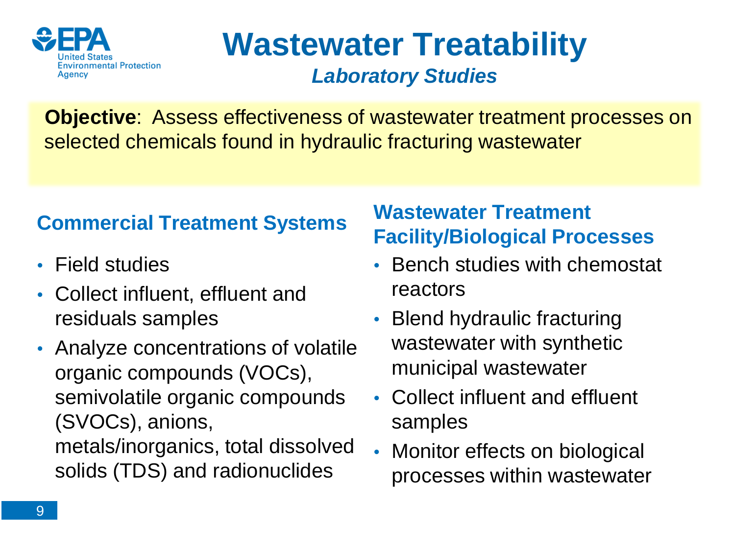# Wastewater Treatability

*Laboratory Studies*

**Objective**: Assess effectiveness of wastewater treatment processes on selected chemicals found in hydraulic fracturing wastewater

## Commercial Treatment Systems

- Field studies
- Collect influent, effluent and residuals samples
- Analyze concentrations of volatile organic compounds (VOCs), semivolatile organic compounds (SVOCs), anions, metals/inorganics, total dissolved solids (TDS) and radionuclides

## Wastewater Treatment Facility/Biological Processes

- Bench studies with chemostat reactors
- Blend hydraulic fracturing wastewater with synthetic municipal wastewater
- Collect influent and effluent samples
- Monitor effects on biological processes within wastewater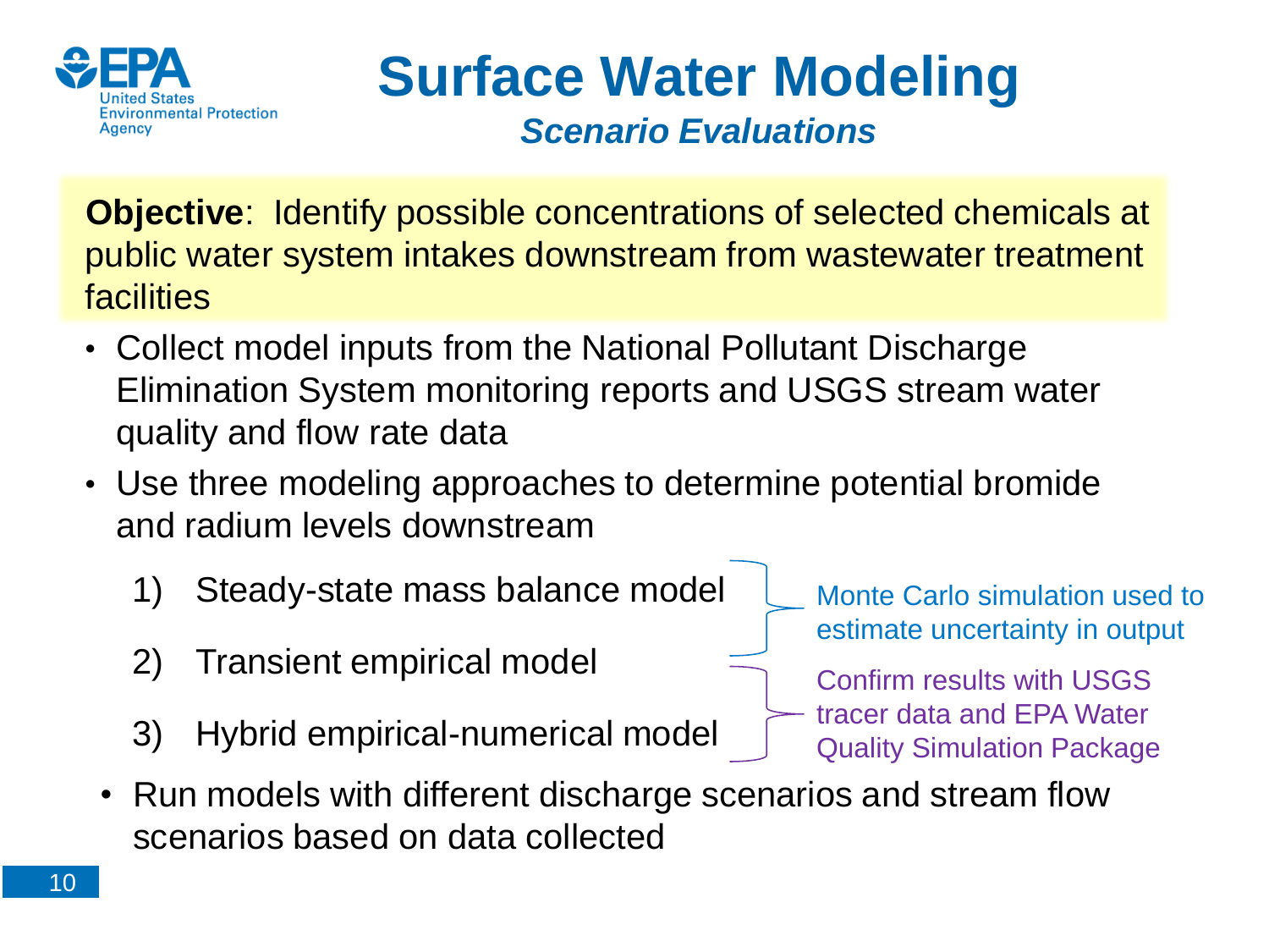# Surface Water Modeling

## *Scenario Evaluations*

**Objective**: Identify possible concentrations of selected chemicals at public water system intakes downstream from wastewater treatment facilities

- Collect model inputs from the National Pollutant Discharge Elimination System monitoring reports and USGS stream water quality and flow rate data
- Use three modeling approaches to determine potential bromide and radium levels downstream
  1) Steady-state mass balance model
  2) Transient empirical model
  3) Hybrid empirical-numerical model

  Models 1–2: Monte Carlo simulation used to estimate uncertainty in output

  Models 2–3: Confirm results with USGS tracer data and EPA Water Quality Simulation Package
- Run models with different discharge scenarios and stream flow scenarios based on data collected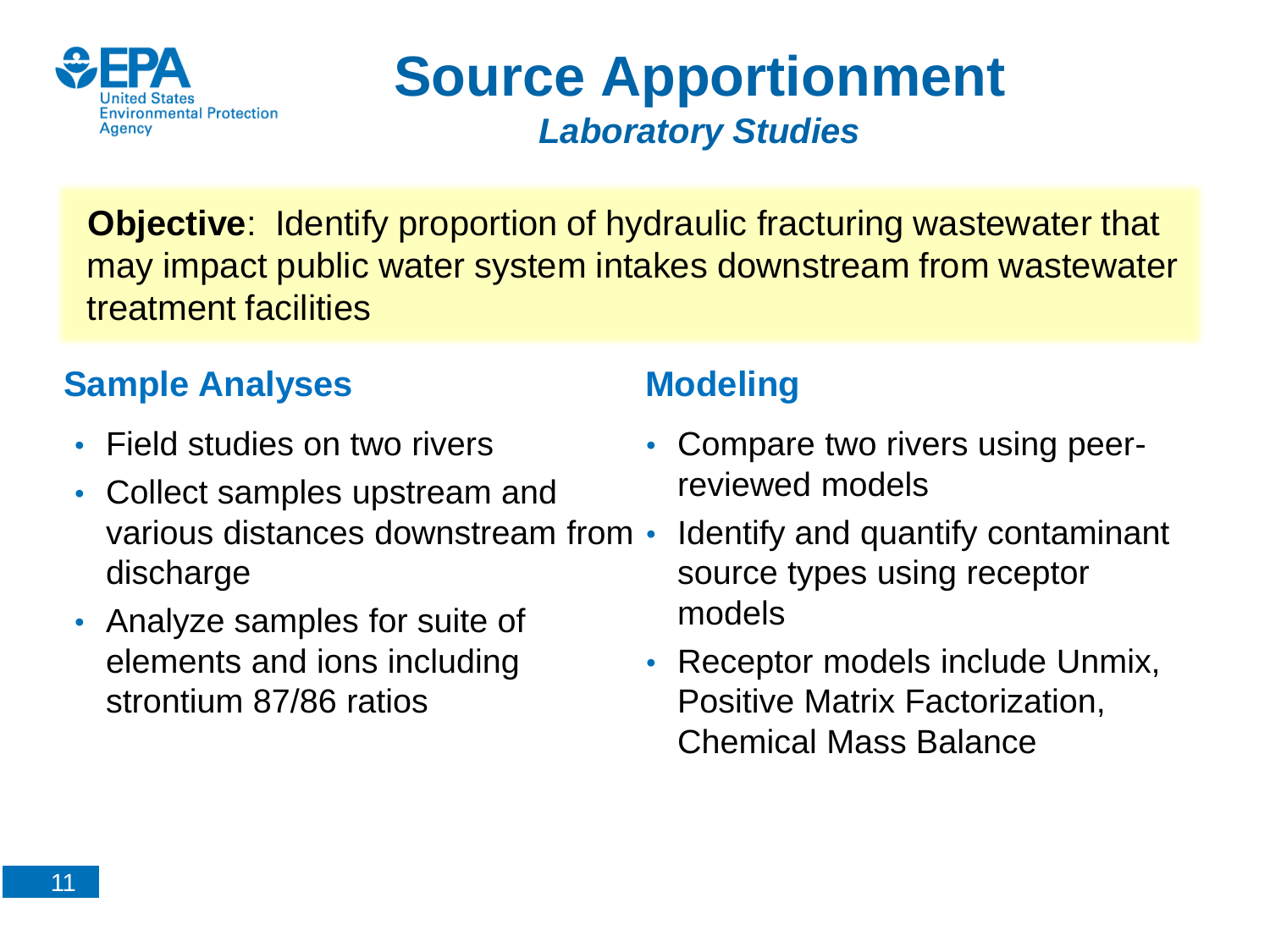# Source Apportionment

***Laboratory Studies***

**Objective**: Identify proportion of hydraulic fracturing wastewater that may impact public water system intakes downstream from wastewater treatment facilities

## Sample Analyses

- Field studies on two rivers
- Collect samples upstream and various distances downstream from discharge
- Analyze samples for suite of elements and ions including strontium 87/86 ratios

## Modeling

- Compare two rivers using peer-reviewed models
- Identify and quantify contaminant source types using receptor models
- Receptor models include Unmix, Positive Matrix Factorization, Chemical Mass Balance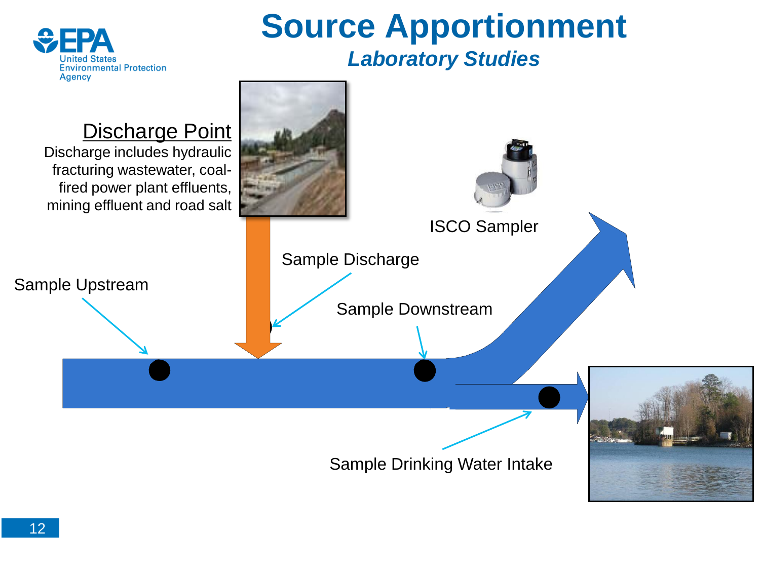# Source Apportionment

## *Laboratory Studies*

**Discharge Point**

Discharge includes hydraulic fracturing wastewater, coal-fired power plant effluents, mining effluent and road salt

ISCO Sampler

Sample Discharge

Sample Upstream

Sample Downstream

Sample Drinking Water Intake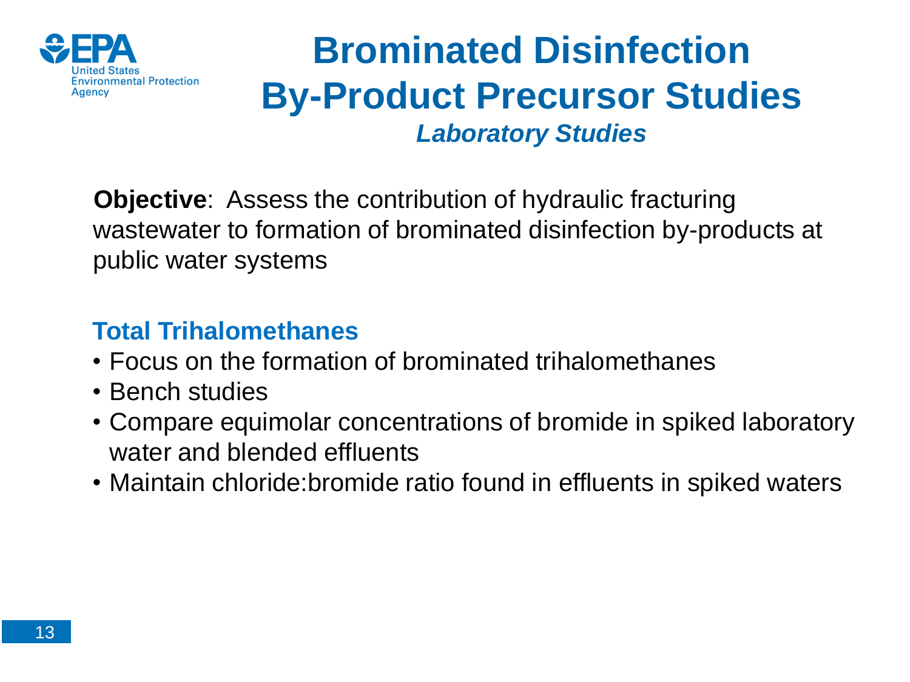# Brominated Disinfection By-Product Precursor Studies

***Laboratory Studies***

**Objective**: Assess the contribution of hydraulic fracturing wastewater to formation of brominated disinfection by-products at public water systems

## Total Trihalomethanes

- Focus on the formation of brominated trihalomethanes
- Bench studies
- Compare equimolar concentrations of bromide in spiked laboratory water and blended effluents
- Maintain chloride:bromide ratio found in effluents in spiked waters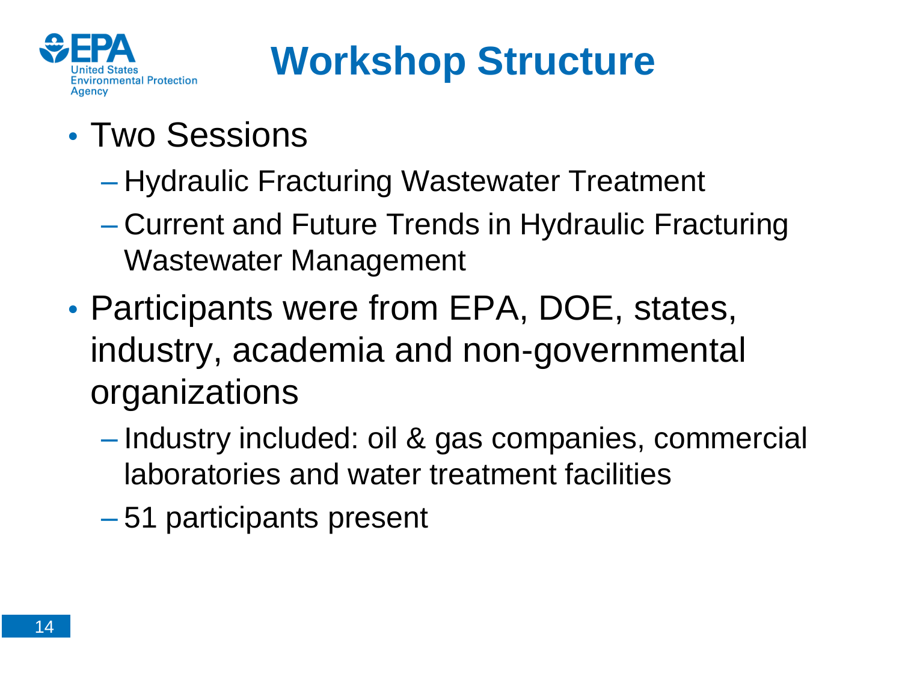# Workshop Structure

- Two Sessions
  - Hydraulic Fracturing Wastewater Treatment
  - Current and Future Trends in Hydraulic Fracturing Wastewater Management
- Participants were from EPA, DOE, states, industry, academia and non-governmental organizations
  - Industry included: oil & gas companies, commercial laboratories and water treatment facilities
  - 51 participants present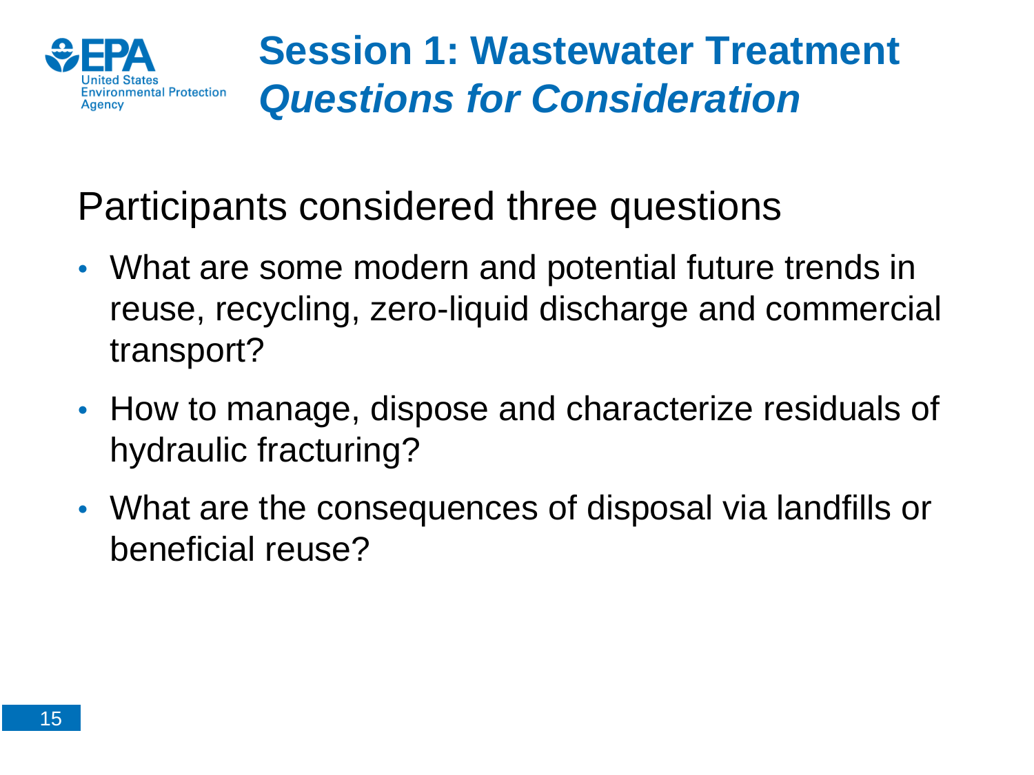# Session 1: Wastewater Treatment *Questions for Consideration*

Participants considered three questions

- What are some modern and potential future trends in reuse, recycling, zero-liquid discharge and commercial transport?
- How to manage, dispose and characterize residuals of hydraulic fracturing?
- What are the consequences of disposal via landfills or beneficial reuse?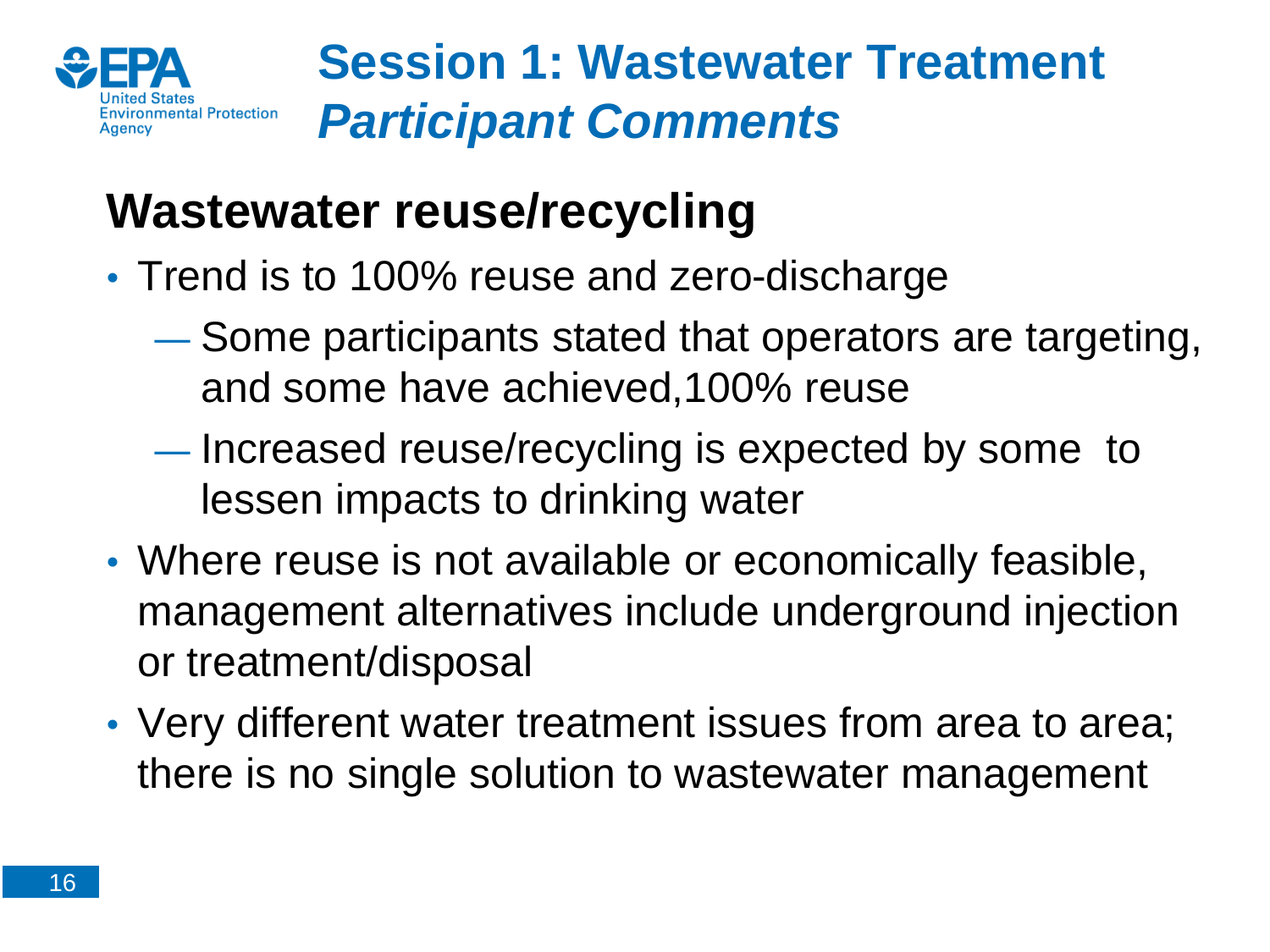# Session 1: Wastewater Treatment *Participant Comments*

## Wastewater reuse/recycling

- Trend is to 100% reuse and zero-discharge
  - Some participants stated that operators are targeting, and some have achieved,100% reuse
  - Increased reuse/recycling is expected by some to lessen impacts to drinking water
- Where reuse is not available or economically feasible, management alternatives include underground injection or treatment/disposal
- Very different water treatment issues from area to area; there is no single solution to wastewater management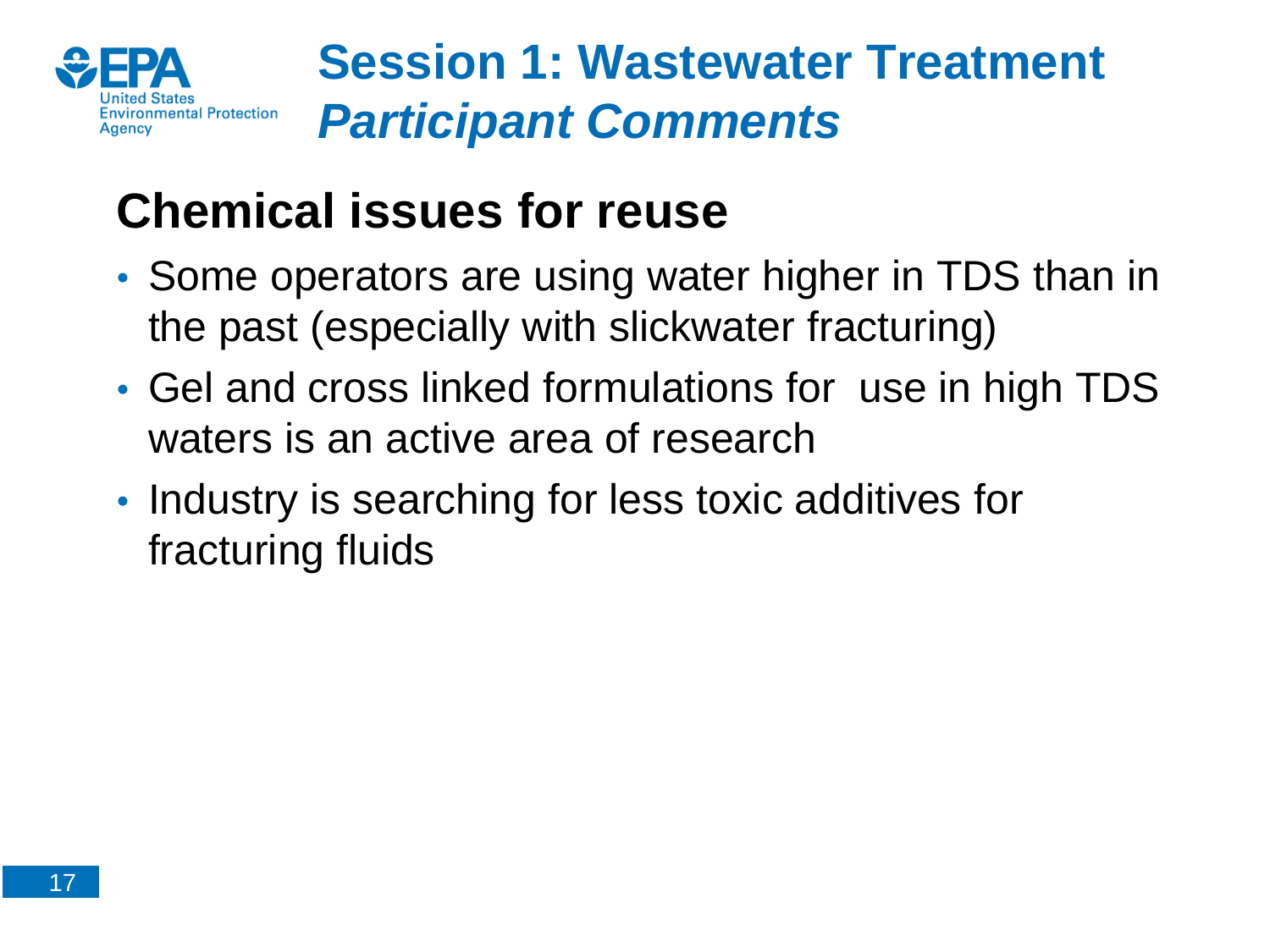# Session 1: Wastewater Treatment *Participant Comments*

## Chemical issues for reuse

- Some operators are using water higher in TDS than in the past (especially with slickwater fracturing)
- Gel and cross linked formulations for use in high TDS waters is an active area of research
- Industry is searching for less toxic additives for fracturing fluids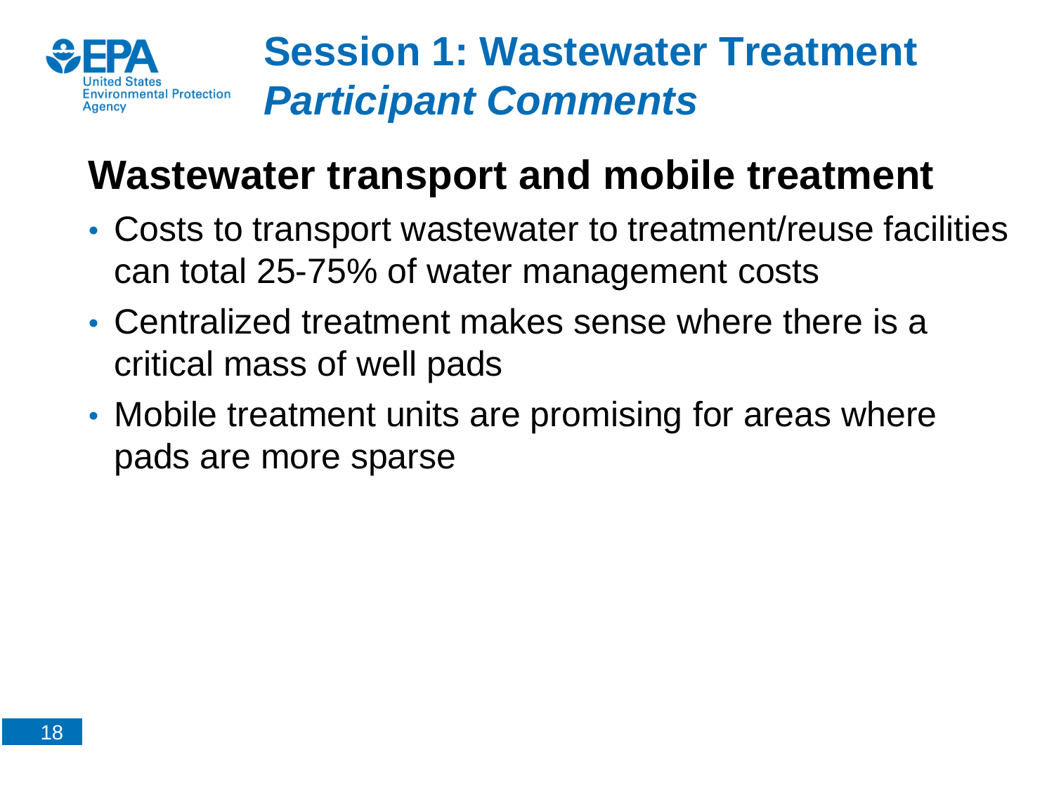# Session 1: Wastewater Treatment *Participant Comments*

## Wastewater transport and mobile treatment

- Costs to transport wastewater to treatment/reuse facilities can total 25-75% of water management costs
- Centralized treatment makes sense where there is a critical mass of well pads
- Mobile treatment units are promising for areas where pads are more sparse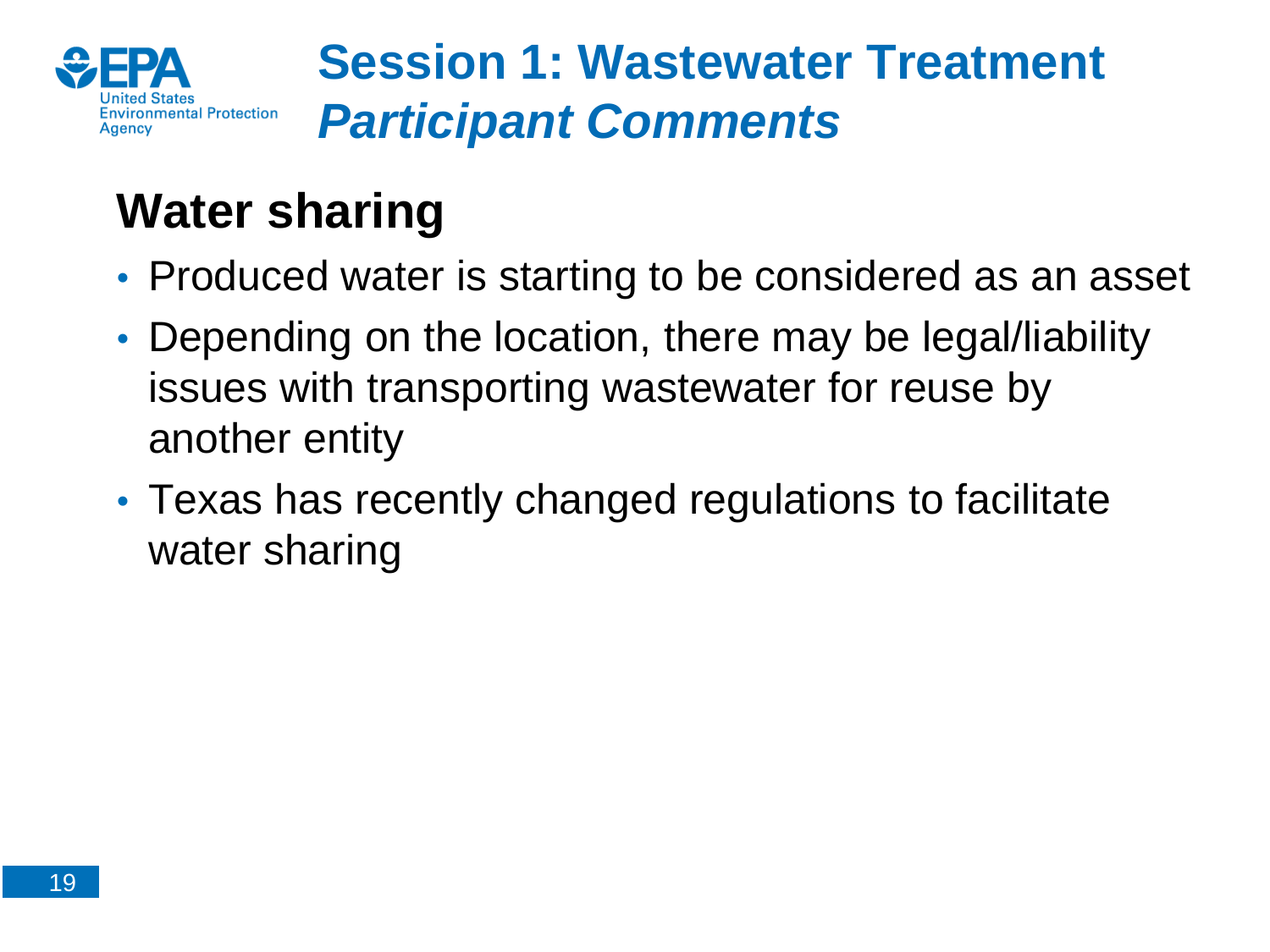# Session 1: Wastewater Treatment *Participant Comments*

## Water sharing

- Produced water is starting to be considered as an asset
- Depending on the location, there may be legal/liability issues with transporting wastewater for reuse by another entity
- Texas has recently changed regulations to facilitate water sharing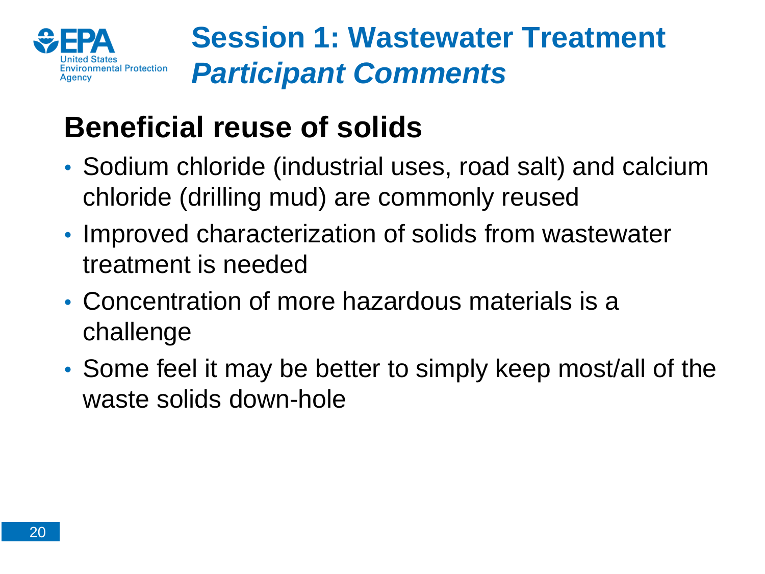# Session 1: Wastewater Treatment *Participant Comments*

## Beneficial reuse of solids

- Sodium chloride (industrial uses, road salt) and calcium chloride (drilling mud) are commonly reused
- Improved characterization of solids from wastewater treatment is needed
- Concentration of more hazardous materials is a challenge
- Some feel it may be better to simply keep most/all of the waste solids down-hole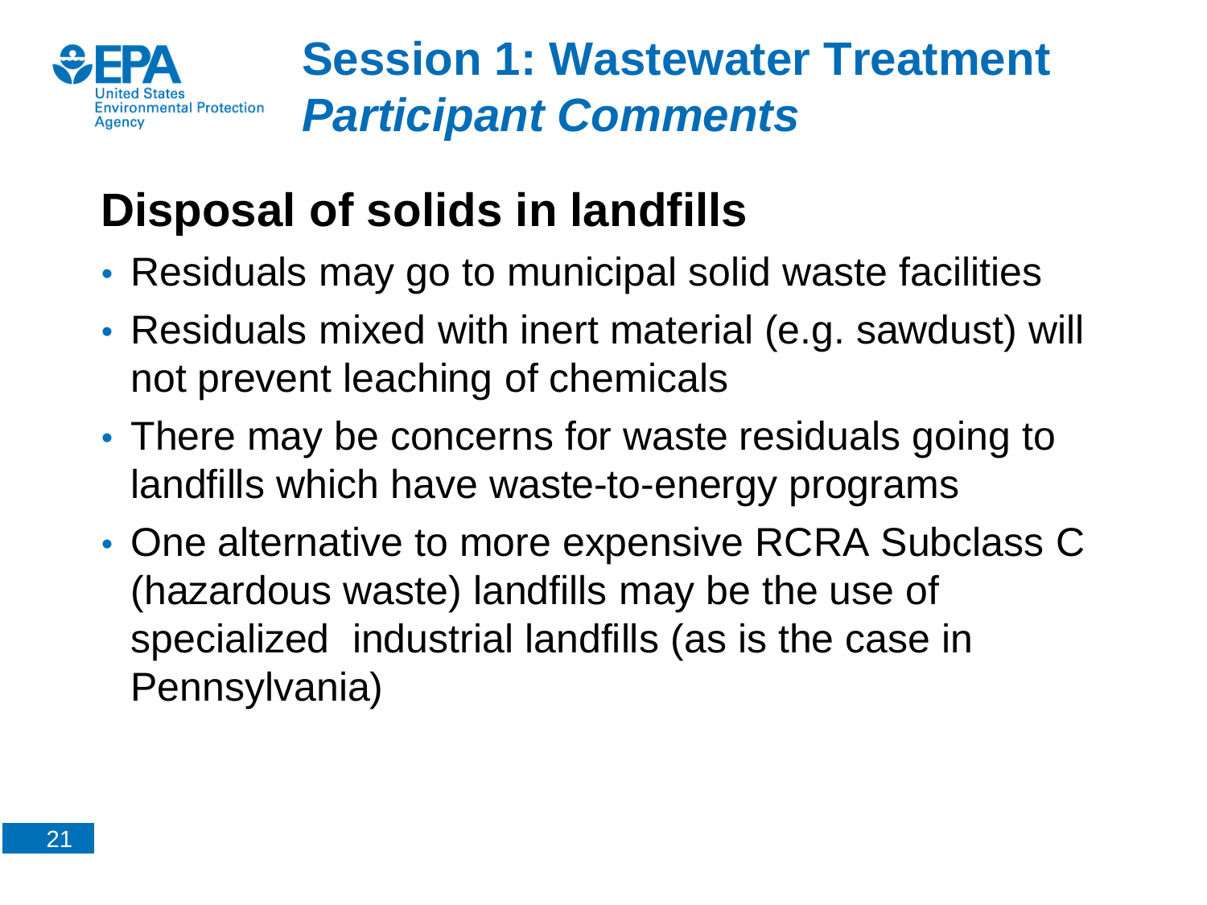# Session 1: Wastewater Treatment *Participant Comments*

## Disposal of solids in landfills

- Residuals may go to municipal solid waste facilities
- Residuals mixed with inert material (e.g. sawdust) will not prevent leaching of chemicals
- There may be concerns for waste residuals going to landfills which have waste-to-energy programs
- One alternative to more expensive RCRA Subclass C (hazardous waste) landfills may be the use of specialized industrial landfills (as is the case in Pennsylvania)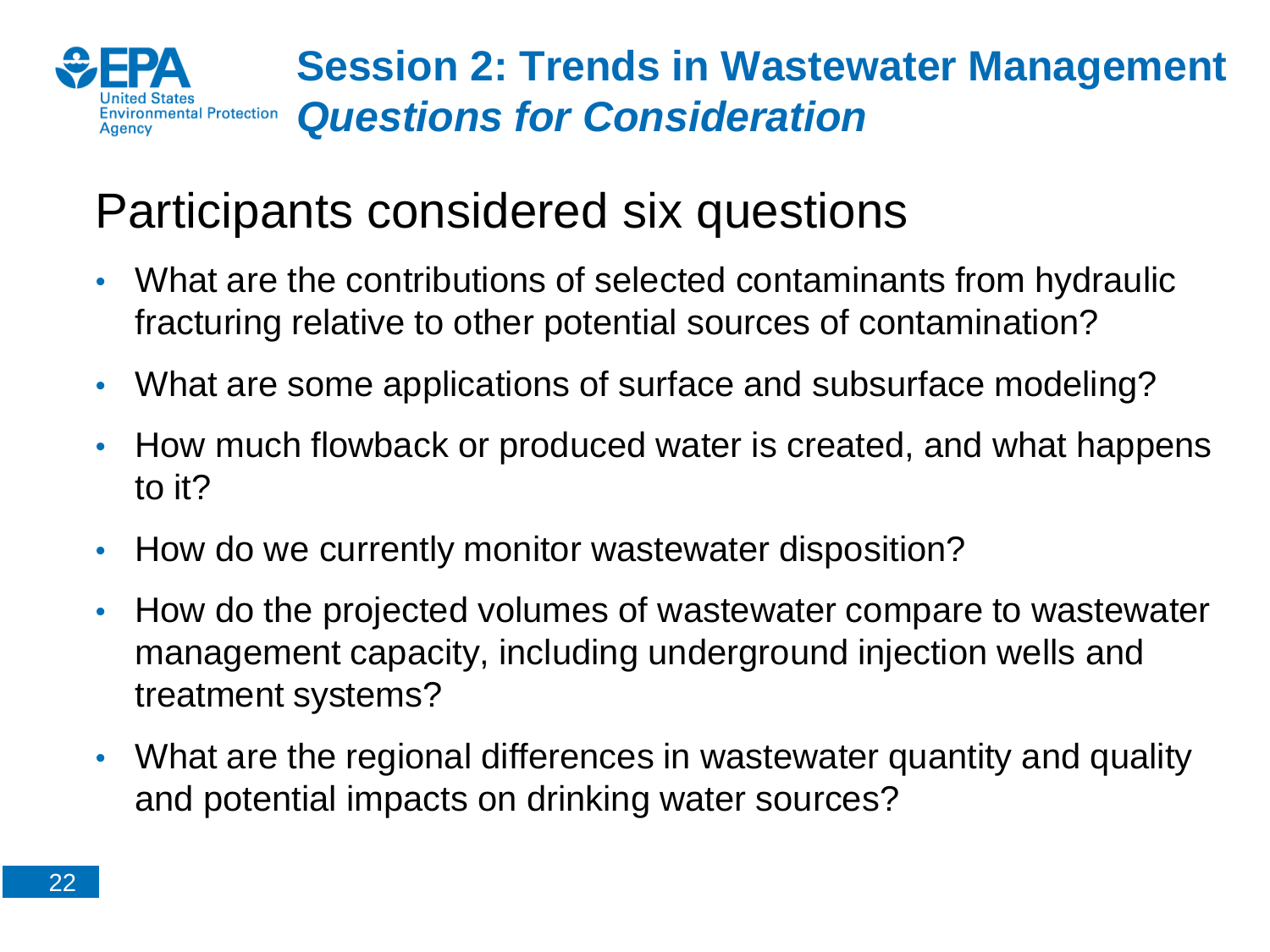# Session 2: Trends in Wastewater Management

## *Questions for Consideration*

### Participants considered six questions

- What are the contributions of selected contaminants from hydraulic fracturing relative to other potential sources of contamination?
- What are some applications of surface and subsurface modeling?
- How much flowback or produced water is created, and what happens to it?
- How do we currently monitor wastewater disposition?
- How do the projected volumes of wastewater compare to wastewater management capacity, including underground injection wells and treatment systems?
- What are the regional differences in wastewater quantity and quality and potential impacts on drinking water sources?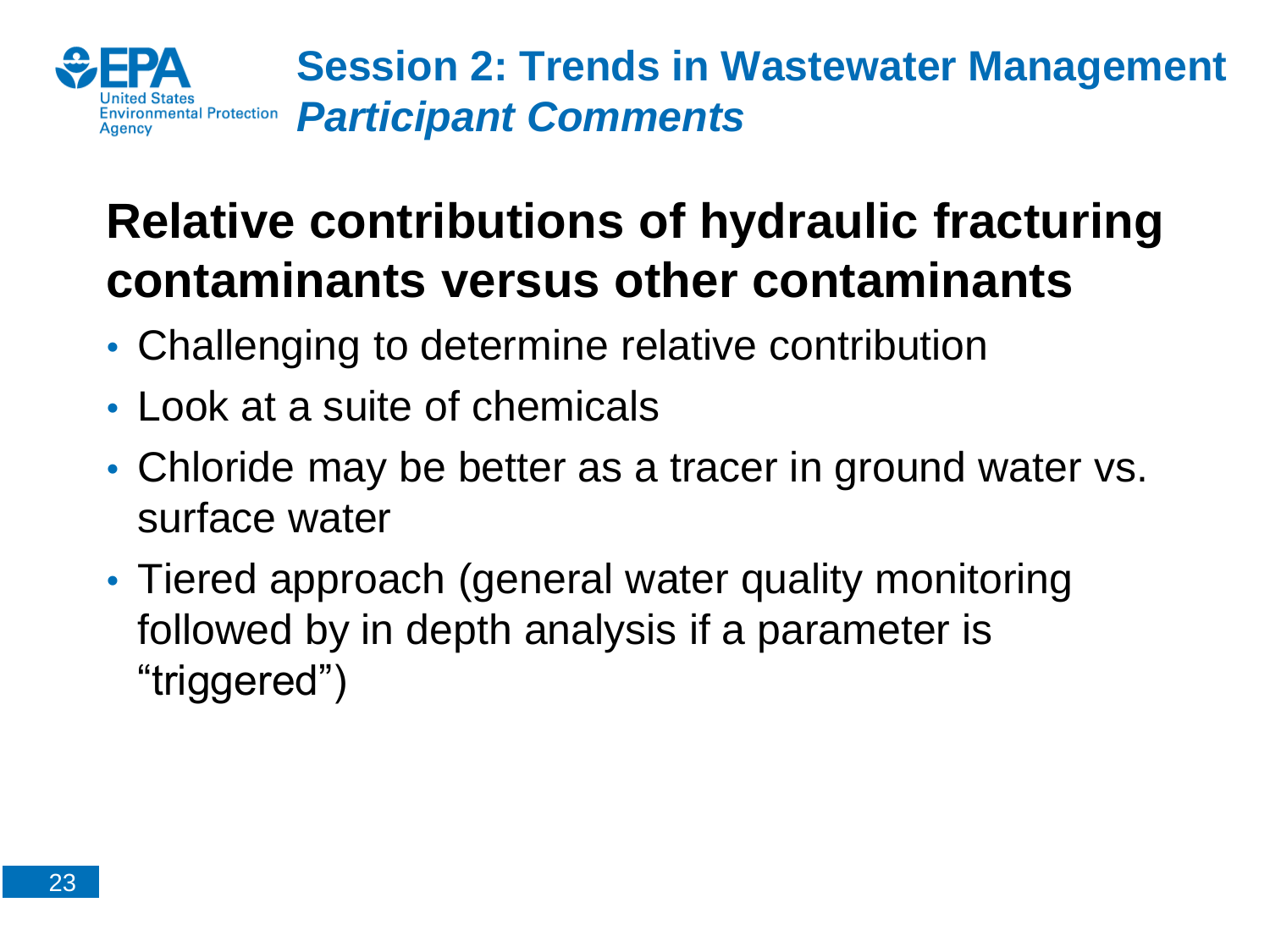# Session 2: Trends in Wastewater Management

## *Participant Comments*

## Relative contributions of hydraulic fracturing contaminants versus other contaminants

- Challenging to determine relative contribution
- Look at a suite of chemicals
- Chloride may be better as a tracer in ground water vs. surface water
- Tiered approach (general water quality monitoring followed by in depth analysis if a parameter is “triggered”)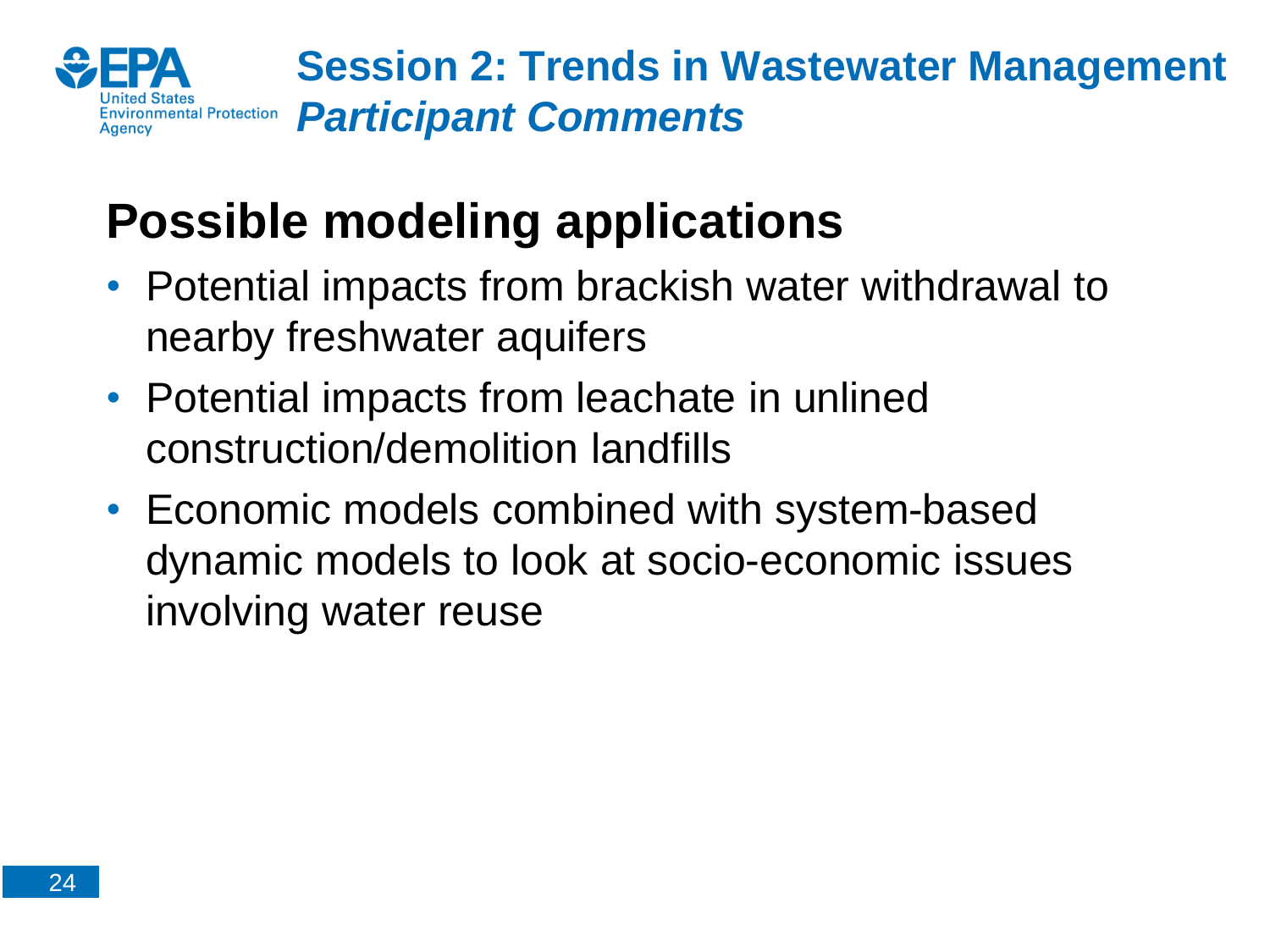# Session 2: Trends in Wastewater Management
## *Participant Comments*

## Possible modeling applications

- Potential impacts from brackish water withdrawal to nearby freshwater aquifers
- Potential impacts from leachate in unlined construction/demolition landfills
- Economic models combined with system-based dynamic models to look at socio-economic issues involving water reuse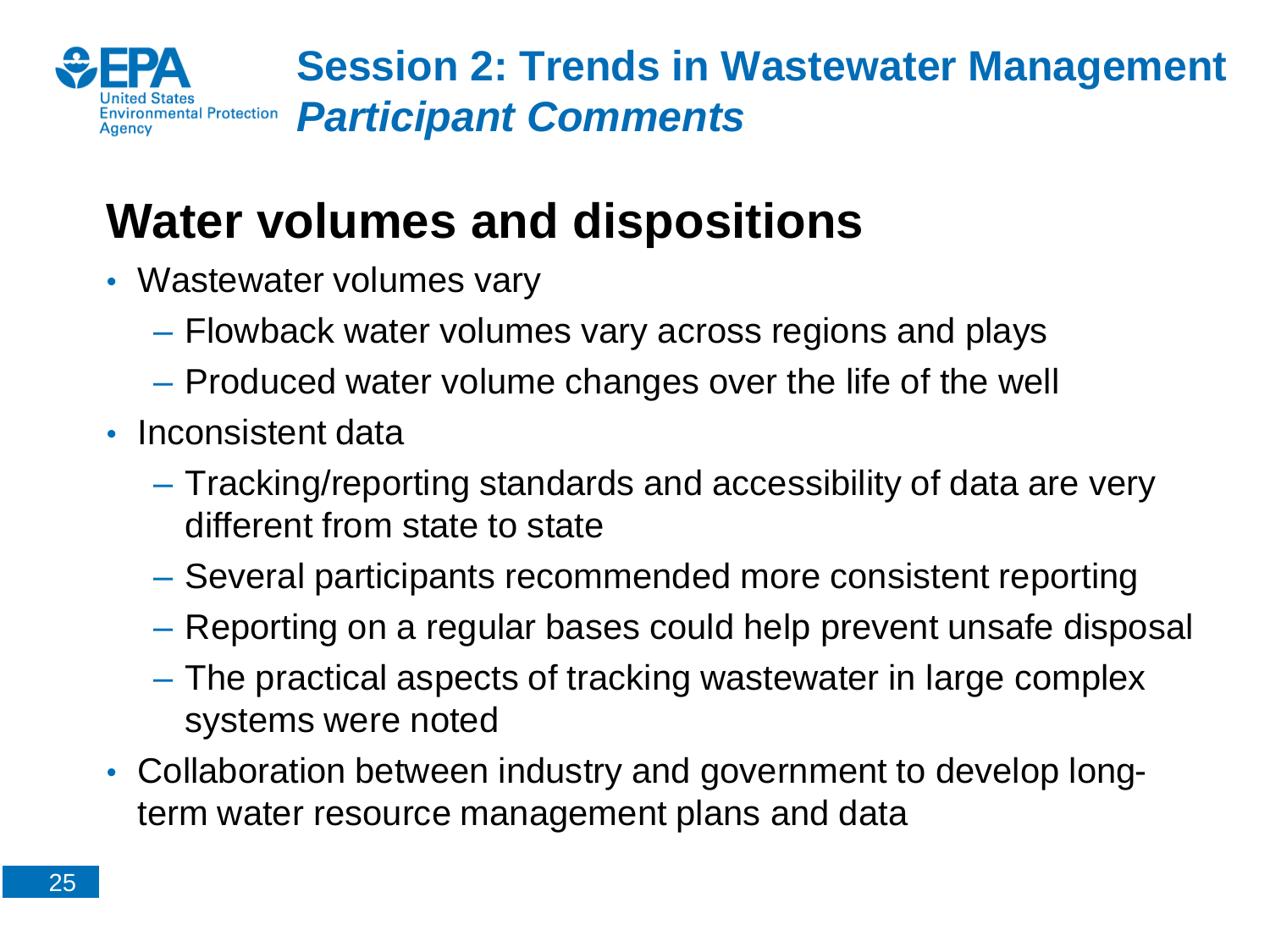# Session 2: Trends in Wastewater Management
## *Participant Comments*

## Water volumes and dispositions

- Wastewater volumes vary
  - Flowback water volumes vary across regions and plays
  - Produced water volume changes over the life of the well
- Inconsistent data
  - Tracking/reporting standards and accessibility of data are very different from state to state
  - Several participants recommended more consistent reporting
  - Reporting on a regular bases could help prevent unsafe disposal
  - The practical aspects of tracking wastewater in large complex systems were noted
- Collaboration between industry and government to develop long-term water resource management plans and data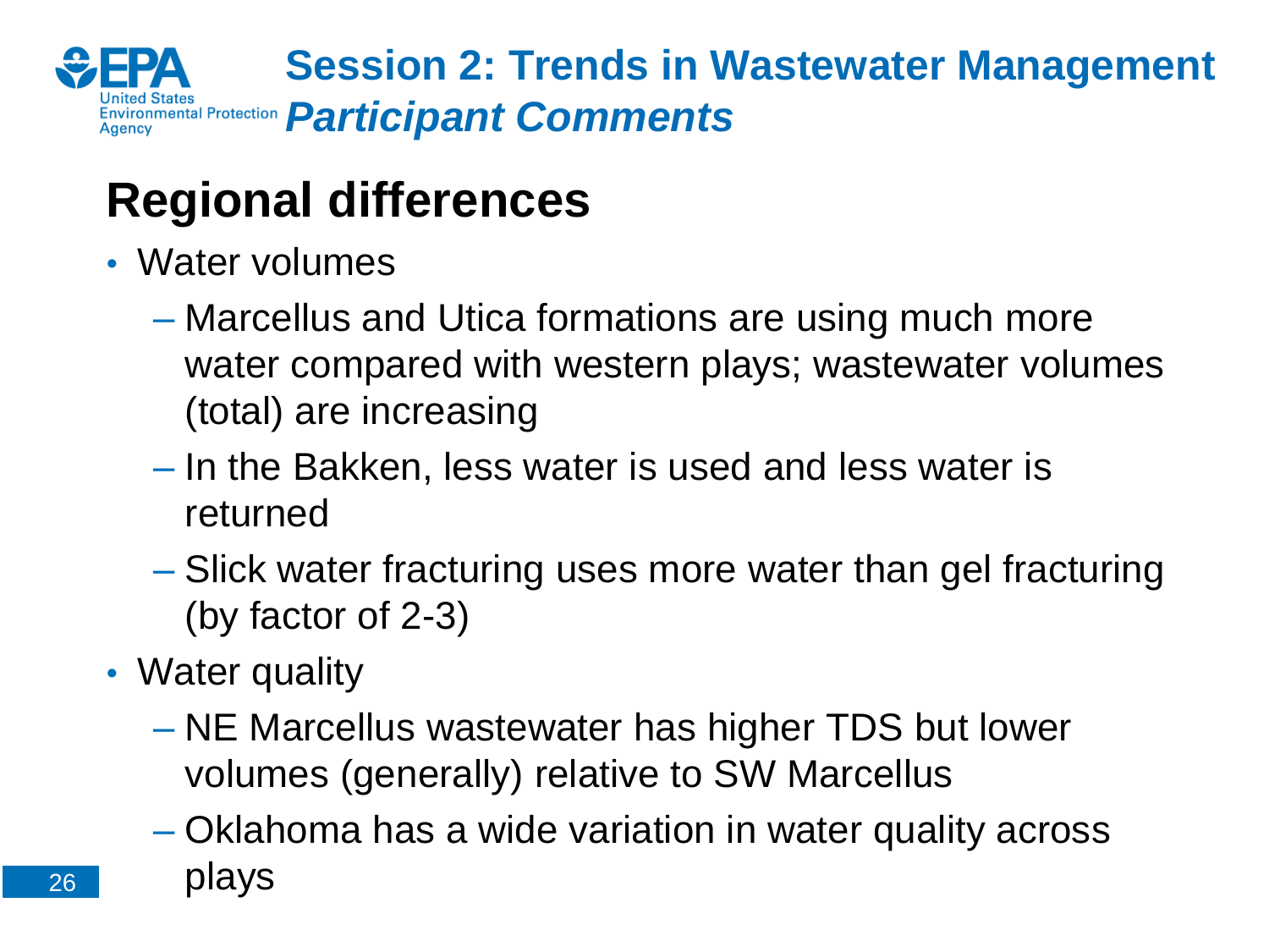# Session 2: Trends in Wastewater Management
## *Participant Comments*

## Regional differences

- Water volumes
  - Marcellus and Utica formations are using much more water compared with western plays; wastewater volumes (total) are increasing
  - In the Bakken, less water is used and less water is returned
  - Slick water fracturing uses more water than gel fracturing (by factor of 2-3)
- Water quality
  - NE Marcellus wastewater has higher TDS but lower volumes (generally) relative to SW Marcellus
  - Oklahoma has a wide variation in water quality across plays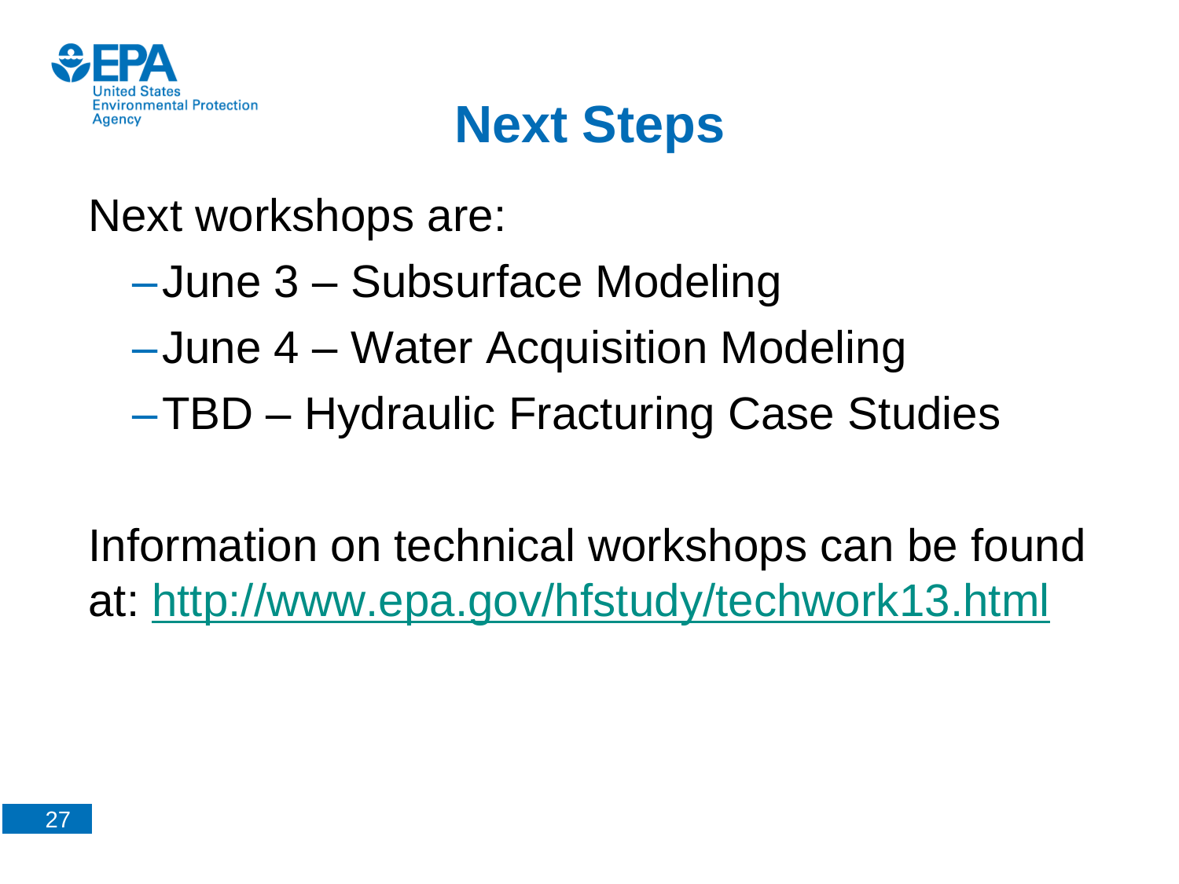# Next Steps

Next workshops are:

- June 3 – Subsurface Modeling
- June 4 – Water Acquisition Modeling
- TBD – Hydraulic Fracturing Case Studies

Information on technical workshops can be found at: http://www.epa.gov/hfstudy/techwork13.html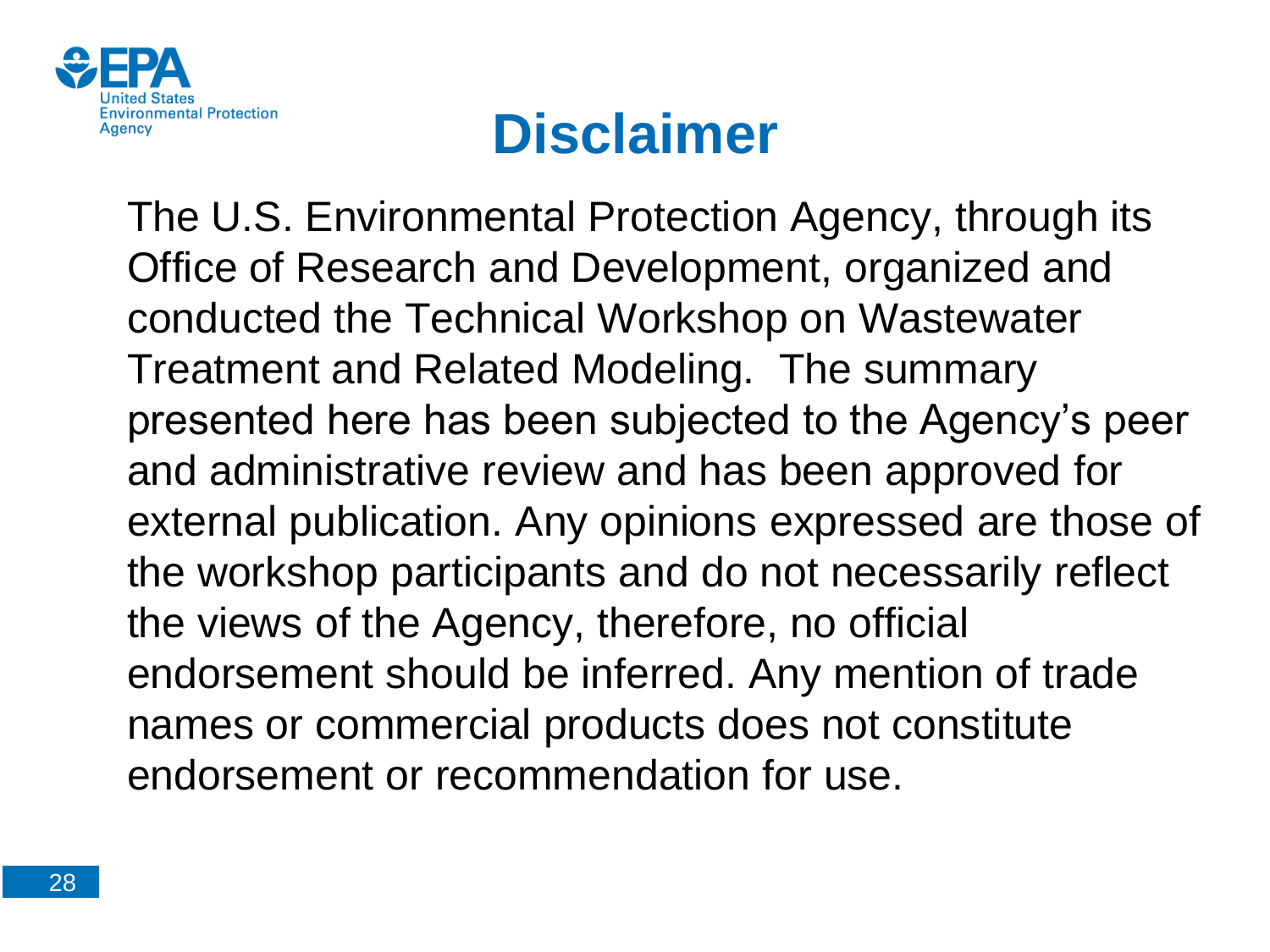# Disclaimer

The U.S. Environmental Protection Agency, through its Office of Research and Development, organized and conducted the Technical Workshop on Wastewater Treatment and Related Modeling. The summary presented here has been subjected to the Agency's peer and administrative review and has been approved for external publication. Any opinions expressed are those of the workshop participants and do not necessarily reflect the views of the Agency, therefore, no official endorsement should be inferred. Any mention of trade names or commercial products does not constitute endorsement or recommendation for use.